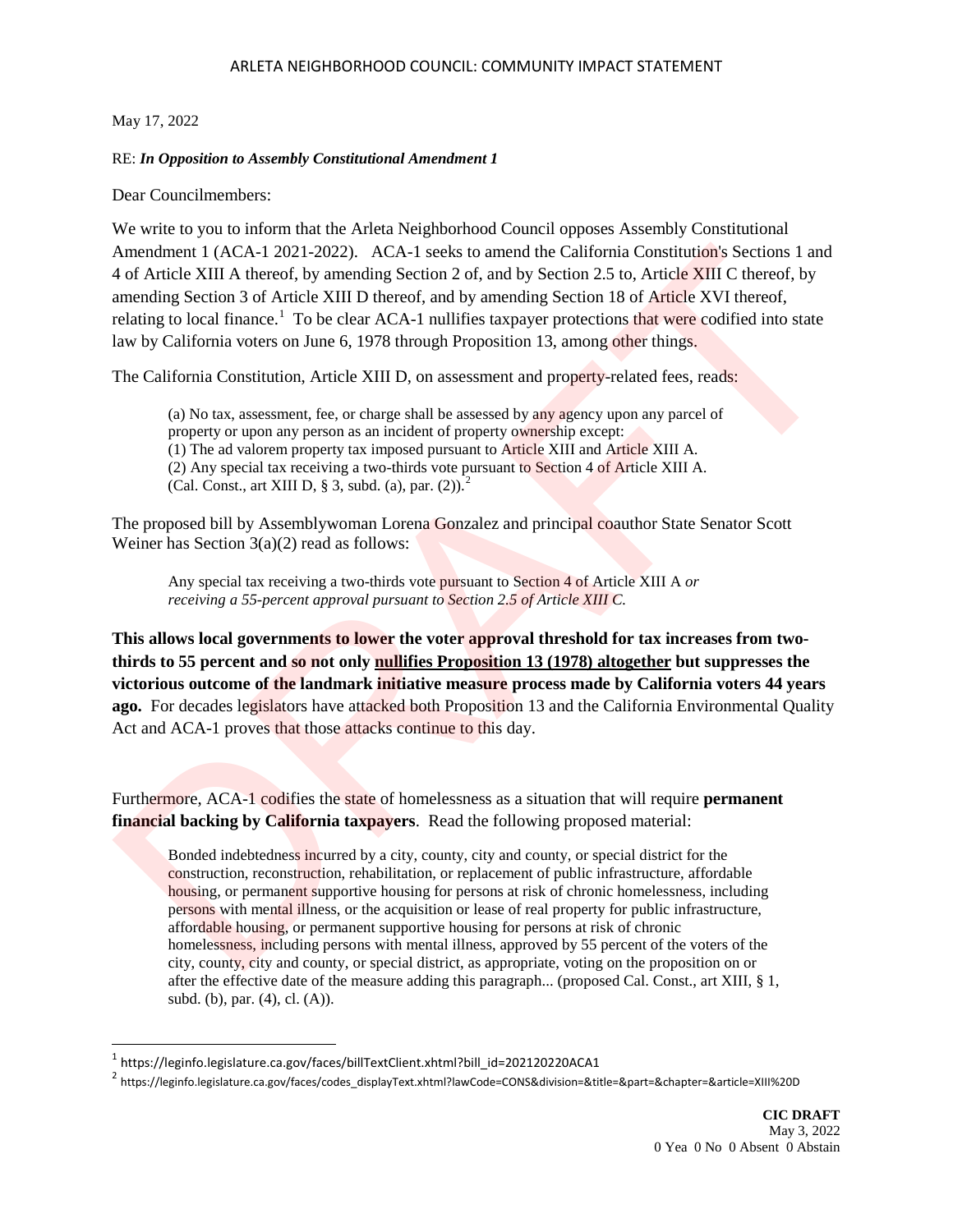# ARLETA NEIGHBORHOOD COUNCIL: COMMUNITY IMPACT STATEMENT

May 17, 2022

RE: ***In Opposition to Assembly Constitutional Amendment 1***

Dear Councilmembers:

We write to you to inform that the Arleta Neighborhood Council opposes Assembly Constitutional Amendment 1 (ACA-1 2021-2022). ACA-1 seeks to amend the California Constitution's Sections 1 and 4 of Article XIII A thereof, by amending Section 2 of, and by Section 2.5 to, Article XIII C thereof, by amending Section 3 of Article XIII D thereof, and by amending Section 18 of Article XVI thereof, relating to local finance.[1] To be clear ACA-1 nullifies taxpayer protections that were codified into state law by California voters on June 6, 1978 through Proposition 13, among other things.

The California Constitution, Article XIII D, on assessment and property-related fees, reads:

> (a) No tax, assessment, fee, or charge shall be assessed by any agency upon any parcel of property or upon any person as an incident of property ownership except:
> (1) The ad valorem property tax imposed pursuant to Article XIII and Article XIII A.
> (2) Any special tax receiving a two-thirds vote pursuant to Section 4 of Article XIII A.
> (Cal. Const., art XIII D, § 3, subd. (a), par. (2)).[2]

The proposed bill by Assemblywoman Lorena Gonzalez and principal coauthor State Senator Scott Weiner has Section 3(a)(2) read as follows:

> Any special tax receiving a two-thirds vote pursuant to Section 4 of Article XIII A *or receiving a 55-percent approval pursuant to Section 2.5 of Article XIII C.*

**This allows local governments to lower the voter approval threshold for tax increases from two-thirds to 55 percent and so not only <u>nullifies Proposition 13 (1978) altogether</u> but suppresses the victorious outcome of the landmark initiative measure process made by California voters 44 years ago.** For decades legislators have attacked both Proposition 13 and the California Environmental Quality Act and ACA-1 proves that those attacks continue to this day.

Furthermore, ACA-1 codifies the state of homelessness as a situation that will require **permanent financial backing by California taxpayers**. Read the following proposed material:

> Bonded indebtedness incurred by a city, county, city and county, or special district for the construction, reconstruction, rehabilitation, or replacement of public infrastructure, affordable housing, or permanent supportive housing for persons at risk of chronic homelessness, including persons with mental illness, or the acquisition or lease of real property for public infrastructure, affordable housing, or permanent supportive housing for persons at risk of chronic homelessness, including persons with mental illness, approved by 55 percent of the voters of the city, county, city and county, or special district, as appropriate, voting on the proposition on or after the effective date of the measure adding this paragraph... (proposed Cal. Const., art XIII, § 1, subd. (b), par. (4), cl. (A)).

---

[1] https://leginfo.legislature.ca.gov/faces/billTextClient.xhtml?bill_id=202120220ACA1

[2] https://leginfo.legislature.ca.gov/faces/codes_displayText.xhtml?lawCode=CONS&division=&title=&part=&chapter=&article=XIII%20D

**CIC DRAFT**
May 3, 2022
0 Yea 0 No 0 Absent 0 Abstain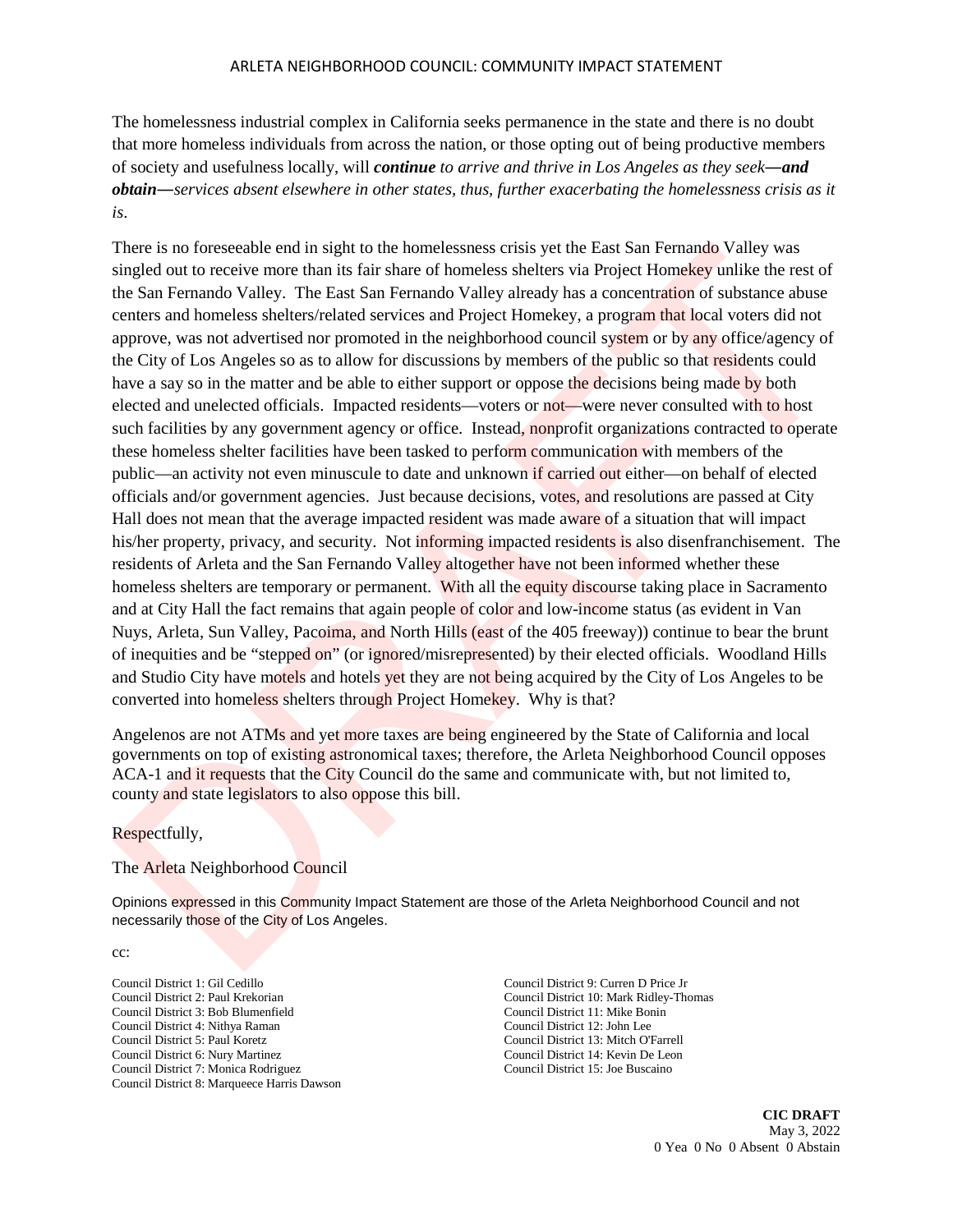The homelessness industrial complex in California seeks permanence in the state and there is no doubt that more homeless individuals from across the nation, or those opting out of being productive members of society and usefulness locally, will ***continue*** *to arrive and thrive in Los Angeles as they seek**—and obtain—**services absent elsewhere in other states, thus, further exacerbating the homelessness crisis as it is*.

There is no foreseeable end in sight to the homelessness crisis yet the East San Fernando Valley was singled out to receive more than its fair share of homeless shelters via Project Homekey unlike the rest of the San Fernando Valley. The East San Fernando Valley already has a concentration of substance abuse centers and homeless shelters/related services and Project Homekey, a program that local voters did not approve, was not advertised nor promoted in the neighborhood council system or by any office/agency of the City of Los Angeles so as to allow for discussions by members of the public so that residents could have a say so in the matter and be able to either support or oppose the decisions being made by both elected and unelected officials. Impacted residents—voters or not—were never consulted with to host such facilities by any government agency or office. Instead, nonprofit organizations contracted to operate these homeless shelter facilities have been tasked to perform communication with members of the public—an activity not even minuscule to date and unknown if carried out either—on behalf of elected officials and/or government agencies. Just because decisions, votes, and resolutions are passed at City Hall does not mean that the average impacted resident was made aware of a situation that will impact his/her property, privacy, and security. Not informing impacted residents is also disenfranchisement. The residents of Arleta and the San Fernando Valley altogether have not been informed whether these homeless shelters are temporary or permanent. With all the equity discourse taking place in Sacramento and at City Hall the fact remains that again people of color and low-income status (as evident in Van Nuys, Arleta, Sun Valley, Pacoima, and North Hills (east of the 405 freeway)) continue to bear the brunt of inequities and be "stepped on" (or ignored/misrepresented) by their elected officials. Woodland Hills and Studio City have motels and hotels yet they are not being acquired by the City of Los Angeles to be converted into homeless shelters through Project Homekey. Why is that?

Angelenos are not ATMs and yet more taxes are being engineered by the State of California and local governments on top of existing astronomical taxes; therefore, the Arleta Neighborhood Council opposes ACA-1 and it requests that the City Council do the same and communicate with, but not limited to, county and state legislators to also oppose this bill.

Respectfully,

The Arleta Neighborhood Council

Opinions expressed in this Community Impact Statement are those of the Arleta Neighborhood Council and not necessarily those of the City of Los Angeles.

cc:

Council District 1: Gil Cedillo
Council District 2: Paul Krekorian
Council District 3: Bob Blumenfield
Council District 4: Nithya Raman
Council District 5: Paul Koretz
Council District 6: Nury Martinez
Council District 7: Monica Rodriguez
Council District 8: Marqueece Harris Dawson
Council District 9: Curren D Price Jr
Council District 10: Mark Ridley-Thomas
Council District 11: Mike Bonin
Council District 12: John Lee
Council District 13: Mitch O'Farrell
Council District 14: Kevin De Leon
Council District 15: Joe Buscaino

**CIC DRAFT**
May 3, 2022
0 Yea 0 No 0 Absent 0 Abstain